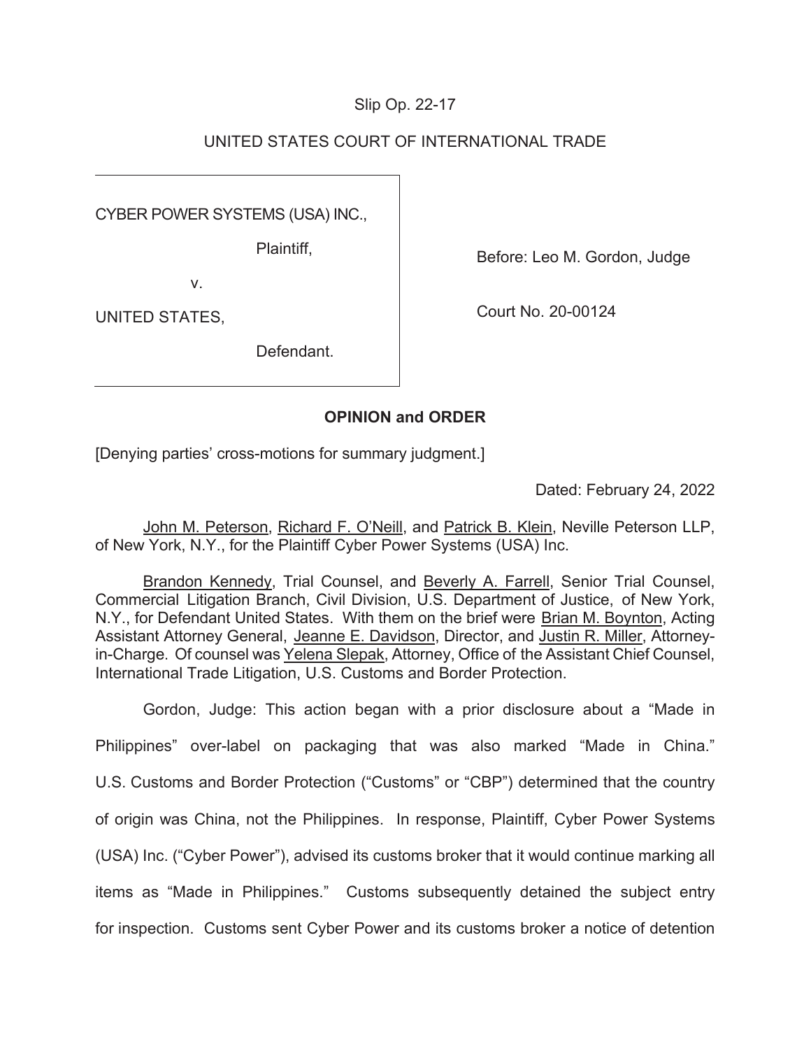Slip Op. 22-17

UNITED STATES COURT OF INTERNATIONAL TRADE

| | |
|---|---|
| CYBER POWER SYSTEMS (USA) INC., Plaintiff, v. UNITED STATES, Defendant. | Before: Leo M. Gordon, Judge<br><br>Court No. 20-00124 |

**OPINION and ORDER**

[Denying parties' cross-motions for summary judgment.]

Dated: February 24, 2022

John M. Peterson, Richard F. O'Neill, and Patrick B. Klein, Neville Peterson LLP, of New York, N.Y., for the Plaintiff Cyber Power Systems (USA) Inc.

Brandon Kennedy, Trial Counsel, and Beverly A. Farrell, Senior Trial Counsel, Commercial Litigation Branch, Civil Division, U.S. Department of Justice, of New York, N.Y., for Defendant United States. With them on the brief were Brian M. Boynton, Acting Assistant Attorney General, Jeanne E. Davidson, Director, and Justin R. Miller, Attorney-in-Charge. Of counsel was Yelena Slepak, Attorney, Office of the Assistant Chief Counsel, International Trade Litigation, U.S. Customs and Border Protection.

Gordon, Judge: This action began with a prior disclosure about a "Made in Philippines" over-label on packaging that was also marked "Made in China." U.S. Customs and Border Protection ("Customs" or "CBP") determined that the country of origin was China, not the Philippines. In response, Plaintiff, Cyber Power Systems (USA) Inc. ("Cyber Power"), advised its customs broker that it would continue marking all items as "Made in Philippines." Customs subsequently detained the subject entry for inspection. Customs sent Cyber Power and its customs broker a notice of detention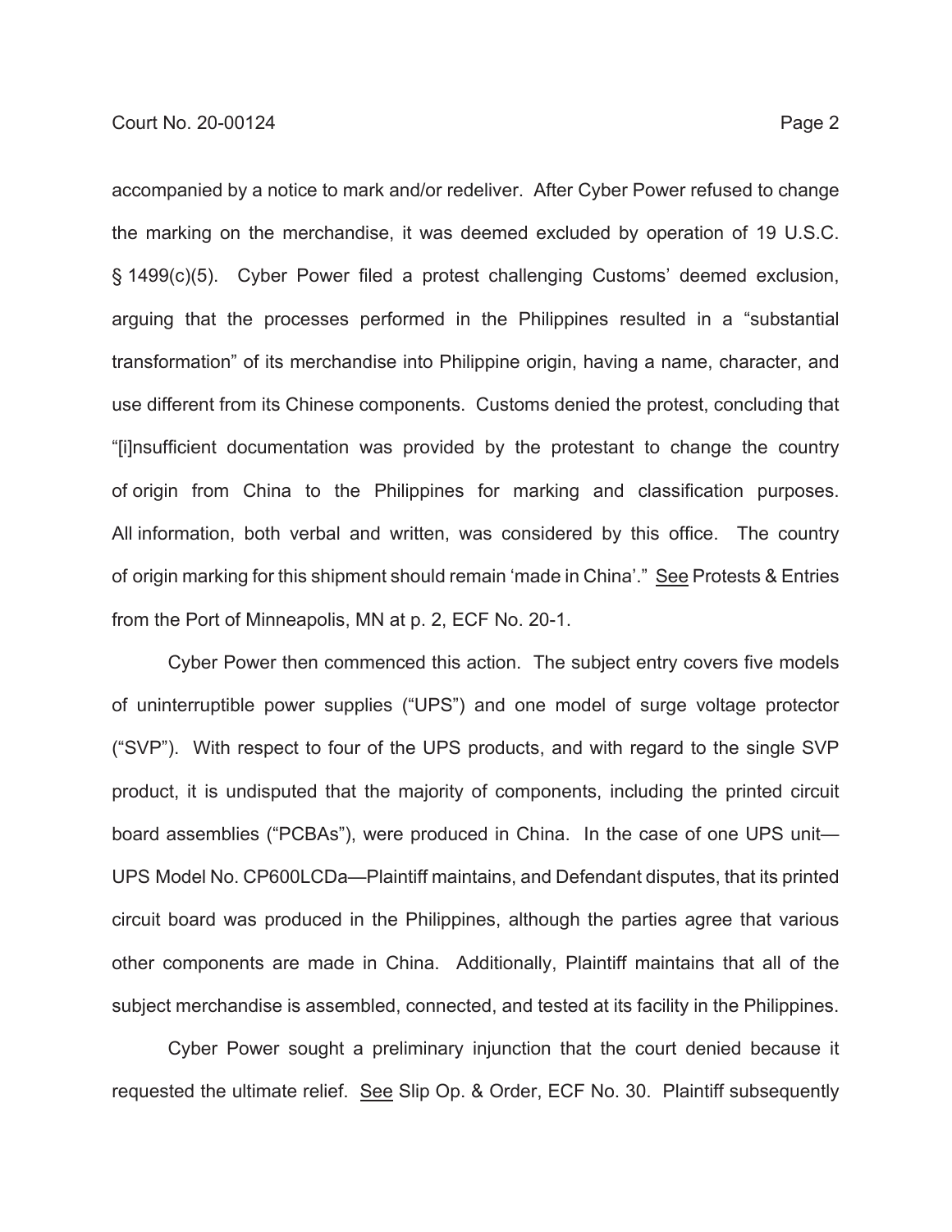accompanied by a notice to mark and/or redeliver. After Cyber Power refused to change the marking on the merchandise, it was deemed excluded by operation of 19 U.S.C. § 1499(c)(5). Cyber Power filed a protest challenging Customs' deemed exclusion, arguing that the processes performed in the Philippines resulted in a "substantial transformation" of its merchandise into Philippine origin, having a name, character, and use different from its Chinese components. Customs denied the protest, concluding that "[i]nsufficient documentation was provided by the protestant to change the country of origin from China to the Philippines for marking and classification purposes. All information, both verbal and written, was considered by this office. The country of origin marking for this shipment should remain 'made in China'." See Protests & Entries from the Port of Minneapolis, MN at p. 2, ECF No. 20-1.

Cyber Power then commenced this action. The subject entry covers five models of uninterruptible power supplies ("UPS") and one model of surge voltage protector ("SVP"). With respect to four of the UPS products, and with regard to the single SVP product, it is undisputed that the majority of components, including the printed circuit board assemblies ("PCBAs"), were produced in China. In the case of one UPS unit—UPS Model No. CP600LCDa—Plaintiff maintains, and Defendant disputes, that its printed circuit board was produced in the Philippines, although the parties agree that various other components are made in China. Additionally, Plaintiff maintains that all of the subject merchandise is assembled, connected, and tested at its facility in the Philippines.

Cyber Power sought a preliminary injunction that the court denied because it requested the ultimate relief. See Slip Op. & Order, ECF No. 30. Plaintiff subsequently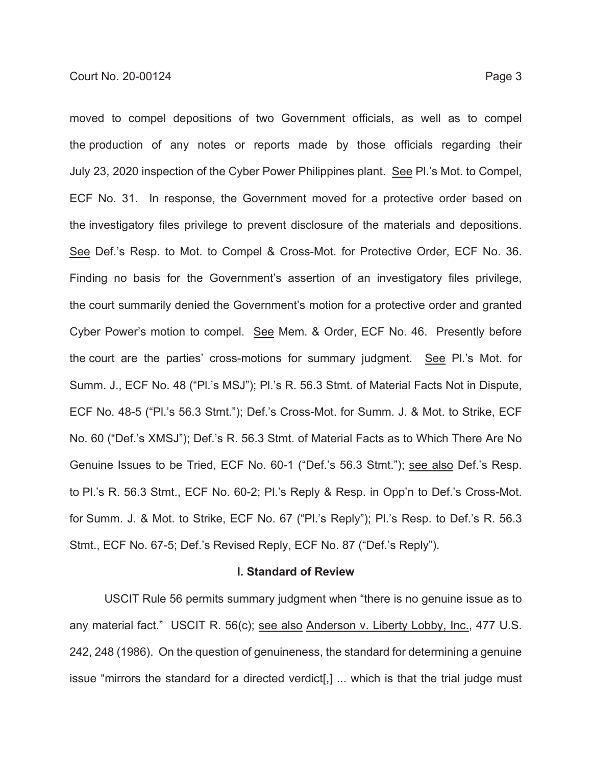moved to compel depositions of two Government officials, as well as to compel the production of any notes or reports made by those officials regarding their July 23, 2020 inspection of the Cyber Power Philippines plant. See Pl.'s Mot. to Compel, ECF No. 31. In response, the Government moved for a protective order based on the investigatory files privilege to prevent disclosure of the materials and depositions. See Def.'s Resp. to Mot. to Compel & Cross-Mot. for Protective Order, ECF No. 36. Finding no basis for the Government's assertion of an investigatory files privilege, the court summarily denied the Government's motion for a protective order and granted Cyber Power's motion to compel. See Mem. & Order, ECF No. 46. Presently before the court are the parties' cross-motions for summary judgment. See Pl.'s Mot. for Summ. J., ECF No. 48 ("Pl.'s MSJ"); Pl.'s R. 56.3 Stmt. of Material Facts Not in Dispute, ECF No. 48-5 ("Pl.'s 56.3 Stmt."); Def.'s Cross-Mot. for Summ. J. & Mot. to Strike, ECF No. 60 ("Def.'s XMSJ"); Def.'s R. 56.3 Stmt. of Material Facts as to Which There Are No Genuine Issues to be Tried, ECF No. 60-1 ("Def.'s 56.3 Stmt."); see also Def.'s Resp. to Pl.'s R. 56.3 Stmt., ECF No. 60-2; Pl.'s Reply & Resp. in Opp'n to Def.'s Cross-Mot. for Summ. J. & Mot. to Strike, ECF No. 67 ("Pl.'s Reply"); Pl.'s Resp. to Def.'s R. 56.3 Stmt., ECF No. 67-5; Def.'s Revised Reply, ECF No. 87 ("Def.'s Reply").

## I. Standard of Review

USCIT Rule 56 permits summary judgment when "there is no genuine issue as to any material fact." USCIT R. 56(c); see also Anderson v. Liberty Lobby, Inc., 477 U.S. 242, 248 (1986). On the question of genuineness, the standard for determining a genuine issue "mirrors the standard for a directed verdict[,] ... which is that the trial judge must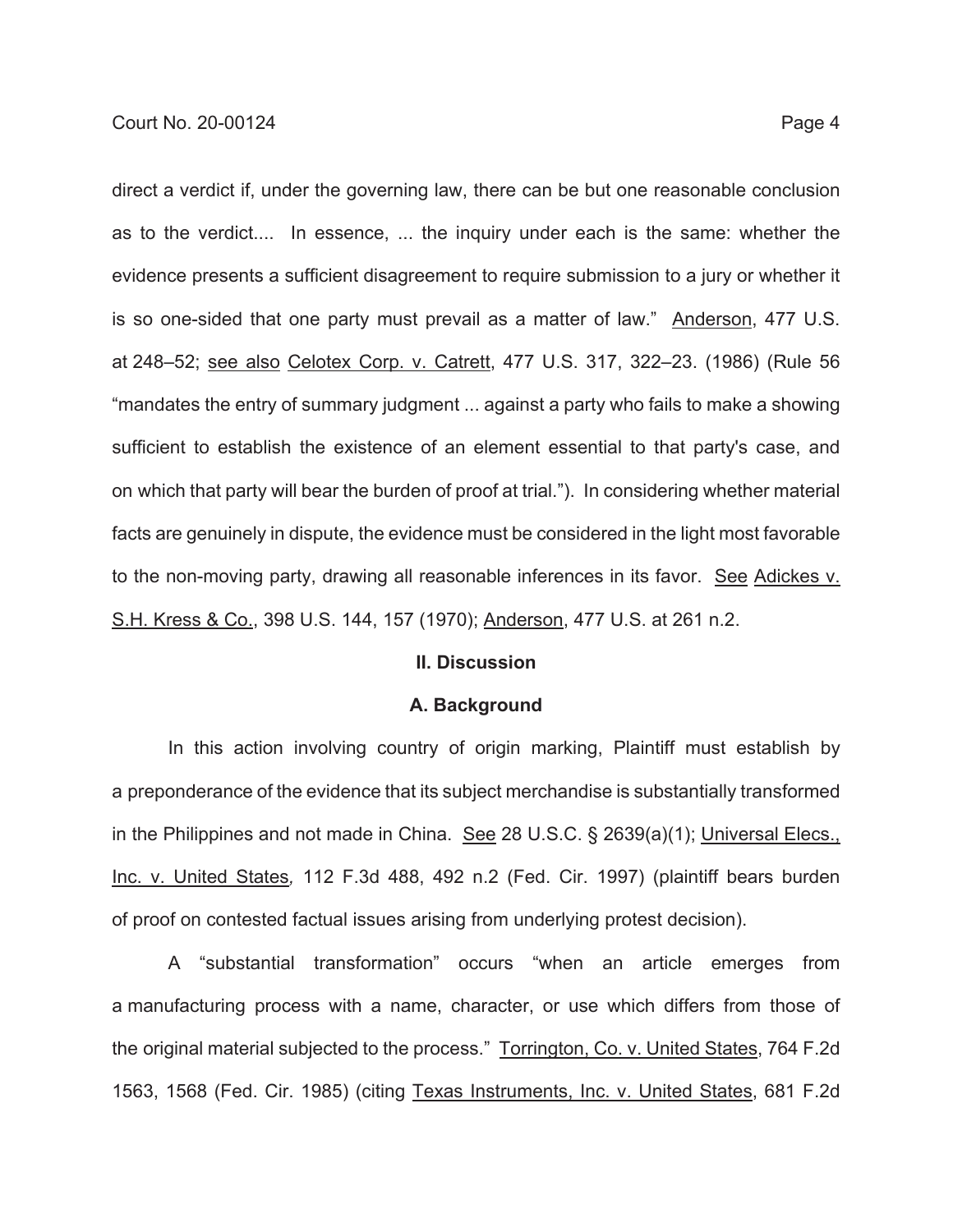direct a verdict if, under the governing law, there can be but one reasonable conclusion as to the verdict.... In essence, ... the inquiry under each is the same: whether the evidence presents a sufficient disagreement to require submission to a jury or whether it is so one-sided that one party must prevail as a matter of law." Anderson, 477 U.S. at 248–52; see also Celotex Corp. v. Catrett, 477 U.S. 317, 322–23. (1986) (Rule 56 "mandates the entry of summary judgment ... against a party who fails to make a showing sufficient to establish the existence of an element essential to that party's case, and on which that party will bear the burden of proof at trial."). In considering whether material facts are genuinely in dispute, the evidence must be considered in the light most favorable to the non-moving party, drawing all reasonable inferences in its favor. See Adickes v. S.H. Kress & Co., 398 U.S. 144, 157 (1970); Anderson, 477 U.S. at 261 n.2.

## II. Discussion

### A. Background

In this action involving country of origin marking, Plaintiff must establish by a preponderance of the evidence that its subject merchandise is substantially transformed in the Philippines and not made in China. See 28 U.S.C. § 2639(a)(1); Universal Elecs., Inc. v. United States*,* 112 F.3d 488, 492 n.2 (Fed. Cir. 1997) (plaintiff bears burden of proof on contested factual issues arising from underlying protest decision).

A "substantial transformation" occurs "when an article emerges from a manufacturing process with a name, character, or use which differs from those of the original material subjected to the process." Torrington, Co. v. United States, 764 F.2d 1563, 1568 (Fed. Cir. 1985) (citing Texas Instruments, Inc. v. United States, 681 F.2d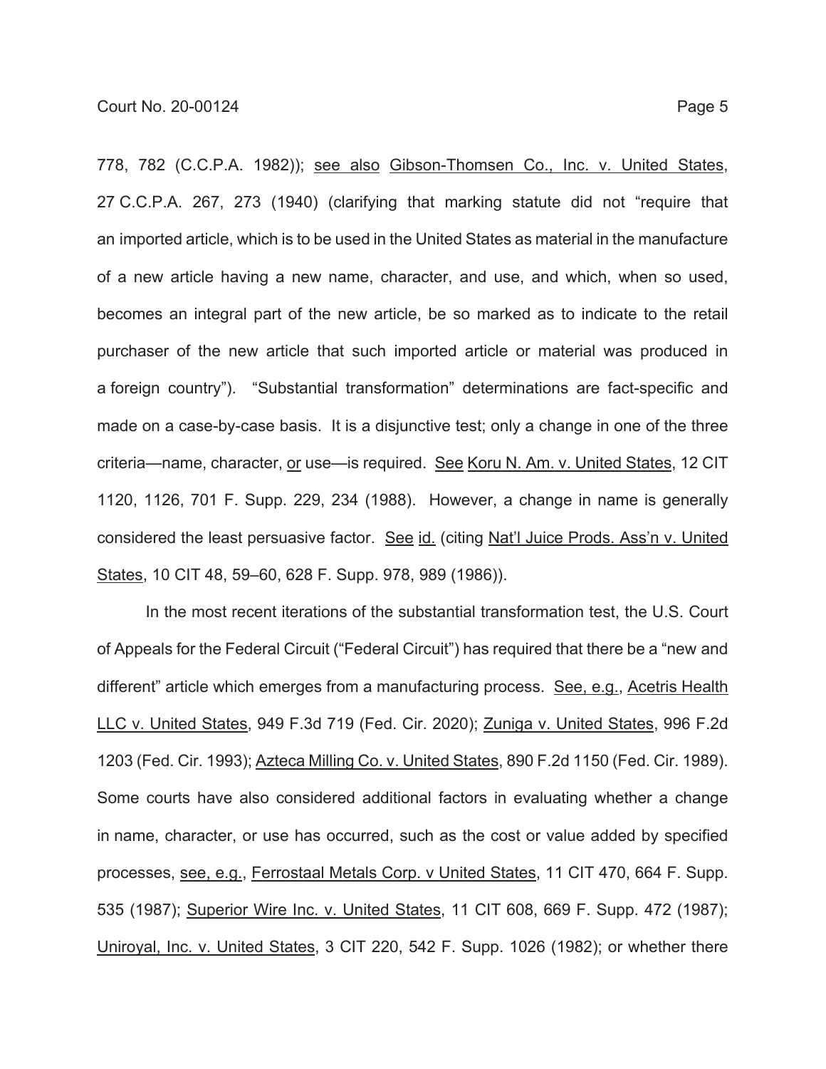778, 782 (C.C.P.A. 1982)); see also Gibson-Thomsen Co., Inc. v. United States, 27 C.C.P.A. 267, 273 (1940) (clarifying that marking statute did not "require that an imported article, which is to be used in the United States as material in the manufacture of a new article having a new name, character, and use, and which, when so used, becomes an integral part of the new article, be so marked as to indicate to the retail purchaser of the new article that such imported article or material was produced in a foreign country"). "Substantial transformation" determinations are fact-specific and made on a case-by-case basis. It is a disjunctive test; only a change in one of the three criteria—name, character, or use—is required. See Koru N. Am. v. United States, 12 CIT 1120, 1126, 701 F. Supp. 229, 234 (1988). However, a change in name is generally considered the least persuasive factor. See id. (citing Nat'l Juice Prods. Ass'n v. United States, 10 CIT 48, 59–60, 628 F. Supp. 978, 989 (1986)).

In the most recent iterations of the substantial transformation test, the U.S. Court of Appeals for the Federal Circuit ("Federal Circuit") has required that there be a "new and different" article which emerges from a manufacturing process. See, e.g., Acetris Health LLC v. United States, 949 F.3d 719 (Fed. Cir. 2020); Zuniga v. United States, 996 F.2d 1203 (Fed. Cir. 1993); Azteca Milling Co. v. United States, 890 F.2d 1150 (Fed. Cir. 1989). Some courts have also considered additional factors in evaluating whether a change in name, character, or use has occurred, such as the cost or value added by specified processes, see, e.g., Ferrostaal Metals Corp. v United States, 11 CIT 470, 664 F. Supp. 535 (1987); Superior Wire Inc. v. United States, 11 CIT 608, 669 F. Supp. 472 (1987); Uniroyal, Inc. v. United States, 3 CIT 220, 542 F. Supp. 1026 (1982); or whether there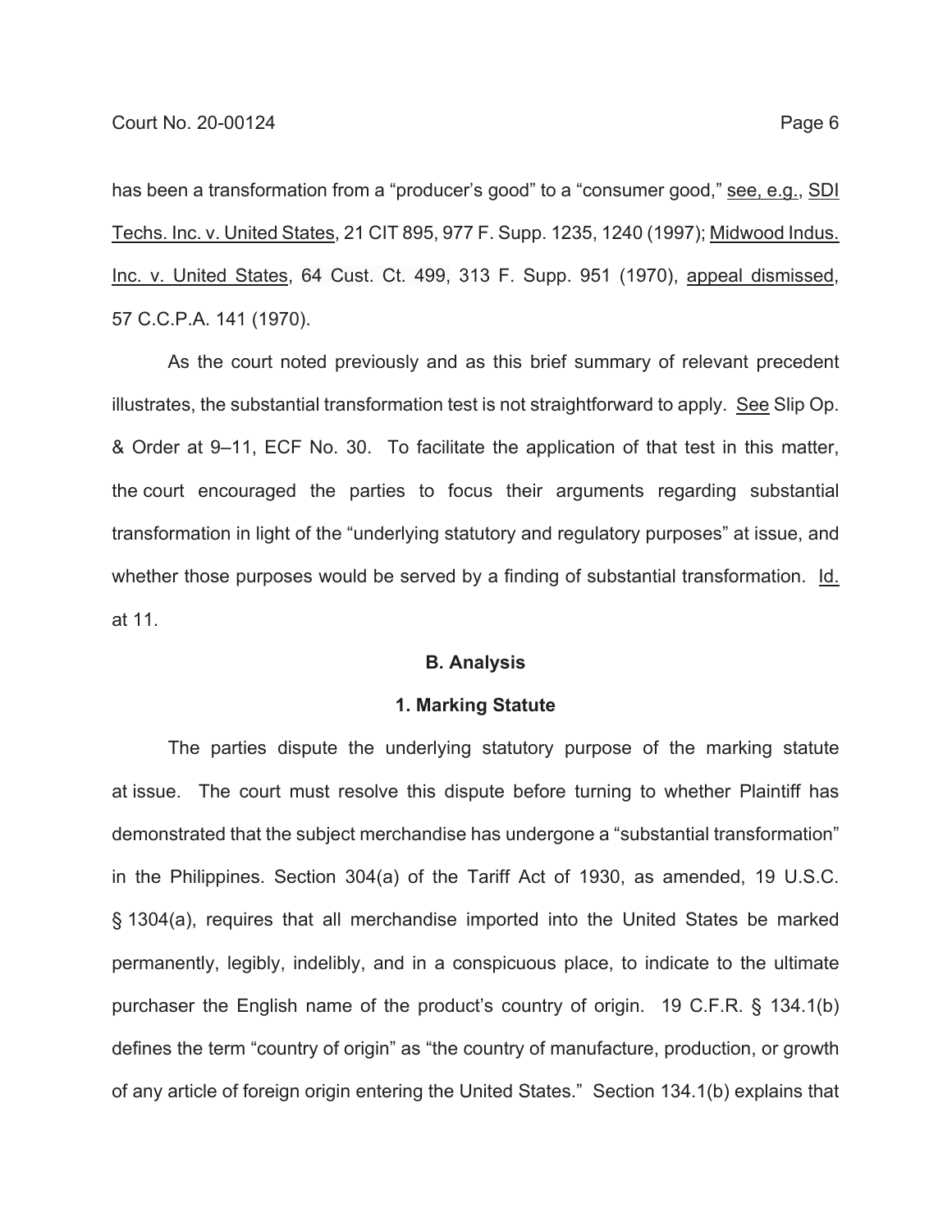has been a transformation from a "producer's good" to a "consumer good," see, e.g., SDI Techs. Inc. v. United States, 21 CIT 895, 977 F. Supp. 1235, 1240 (1997); Midwood Indus. Inc. v. United States, 64 Cust. Ct. 499, 313 F. Supp. 951 (1970), appeal dismissed, 57 C.C.P.A. 141 (1970).

As the court noted previously and as this brief summary of relevant precedent illustrates, the substantial transformation test is not straightforward to apply. See Slip Op. & Order at 9–11, ECF No. 30. To facilitate the application of that test in this matter, the court encouraged the parties to focus their arguments regarding substantial transformation in light of the "underlying statutory and regulatory purposes" at issue, and whether those purposes would be served by a finding of substantial transformation. Id. at 11.

### B. Analysis

#### 1. Marking Statute

The parties dispute the underlying statutory purpose of the marking statute at issue. The court must resolve this dispute before turning to whether Plaintiff has demonstrated that the subject merchandise has undergone a "substantial transformation" in the Philippines. Section 304(a) of the Tariff Act of 1930, as amended, 19 U.S.C. § 1304(a), requires that all merchandise imported into the United States be marked permanently, legibly, indelibly, and in a conspicuous place, to indicate to the ultimate purchaser the English name of the product's country of origin. 19 C.F.R. § 134.1(b) defines the term "country of origin" as "the country of manufacture, production, or growth of any article of foreign origin entering the United States." Section 134.1(b) explains that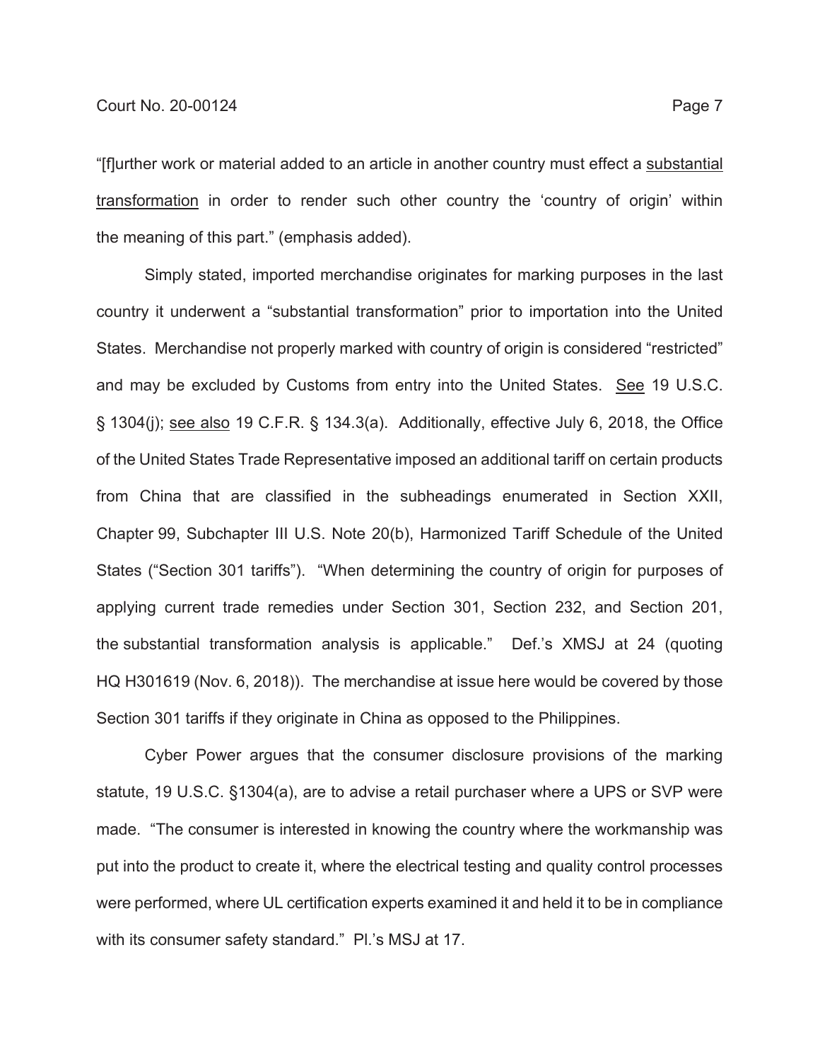"[f]urther work or material added to an article in another country must effect a <u>substantial transformation</u> in order to render such other country the 'country of origin' within the meaning of this part." (emphasis added).

Simply stated, imported merchandise originates for marking purposes in the last country it underwent a "substantial transformation" prior to importation into the United States. Merchandise not properly marked with country of origin is considered "restricted" and may be excluded by Customs from entry into the United States. <u>See</u> 19 U.S.C. § 1304(j); <u>see also</u> 19 C.F.R. § 134.3(a). Additionally, effective July 6, 2018, the Office of the United States Trade Representative imposed an additional tariff on certain products from China that are classified in the subheadings enumerated in Section XXII, Chapter 99, Subchapter III U.S. Note 20(b), Harmonized Tariff Schedule of the United States ("Section 301 tariffs"). "When determining the country of origin for purposes of applying current trade remedies under Section 301, Section 232, and Section 201, the substantial transformation analysis is applicable." Def.'s XMSJ at 24 (quoting HQ H301619 (Nov. 6, 2018)). The merchandise at issue here would be covered by those Section 301 tariffs if they originate in China as opposed to the Philippines.

Cyber Power argues that the consumer disclosure provisions of the marking statute, 19 U.S.C. §1304(a), are to advise a retail purchaser where a UPS or SVP were made. "The consumer is interested in knowing the country where the workmanship was put into the product to create it, where the electrical testing and quality control processes were performed, where UL certification experts examined it and held it to be in compliance with its consumer safety standard." Pl.'s MSJ at 17.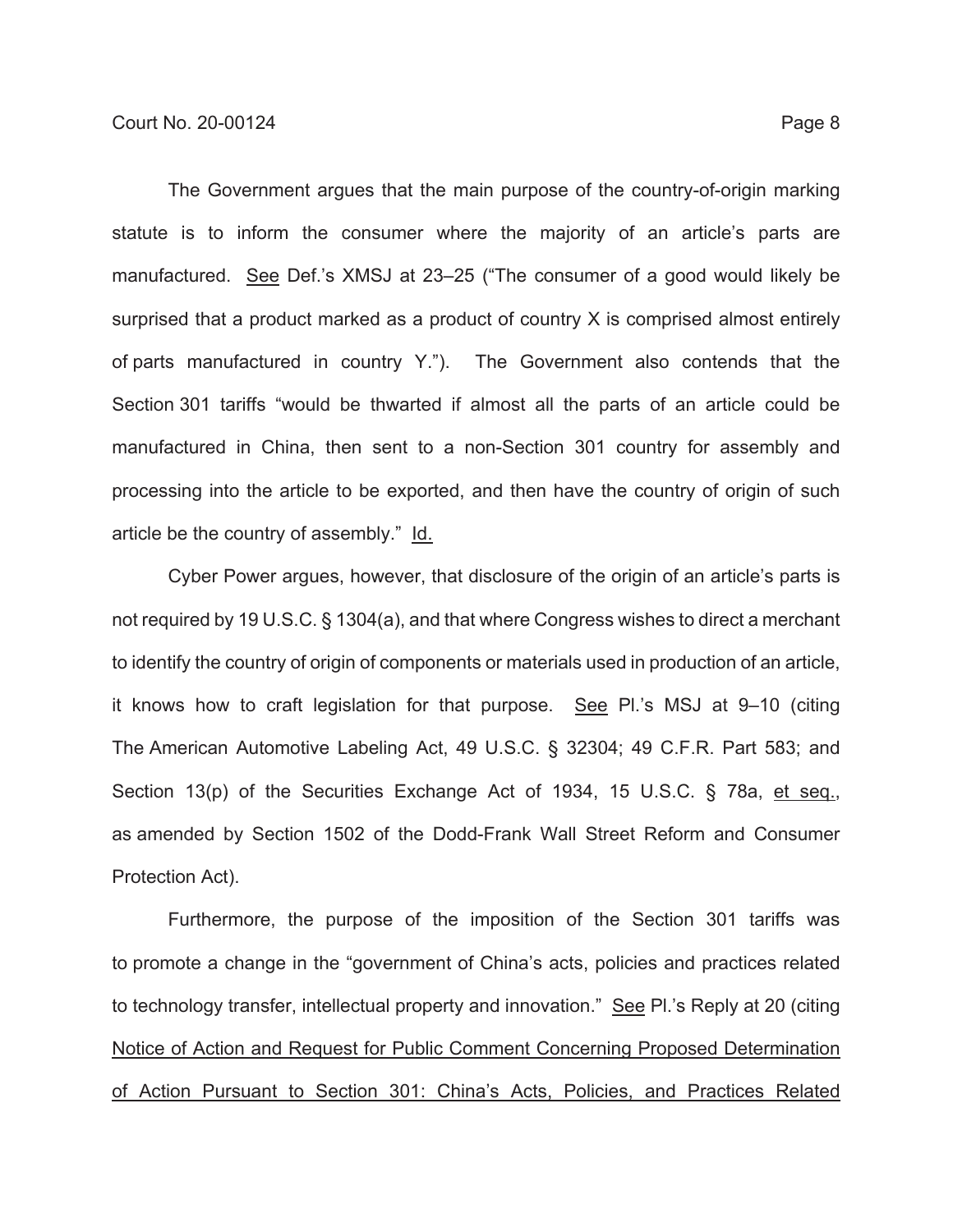The Government argues that the main purpose of the country-of-origin marking statute is to inform the consumer where the majority of an article's parts are manufactured. See Def.'s XMSJ at 23–25 ("The consumer of a good would likely be surprised that a product marked as a product of country X is comprised almost entirely of parts manufactured in country Y."). The Government also contends that the Section 301 tariffs "would be thwarted if almost all the parts of an article could be manufactured in China, then sent to a non-Section 301 country for assembly and processing into the article to be exported, and then have the country of origin of such article be the country of assembly." Id.

Cyber Power argues, however, that disclosure of the origin of an article's parts is not required by 19 U.S.C. § 1304(a), and that where Congress wishes to direct a merchant to identify the country of origin of components or materials used in production of an article, it knows how to craft legislation for that purpose. See Pl.'s MSJ at 9–10 (citing The American Automotive Labeling Act, 49 U.S.C. § 32304; 49 C.F.R. Part 583; and Section 13(p) of the Securities Exchange Act of 1934, 15 U.S.C. § 78a, et seq., as amended by Section 1502 of the Dodd-Frank Wall Street Reform and Consumer Protection Act).

Furthermore, the purpose of the imposition of the Section 301 tariffs was to promote a change in the "government of China's acts, policies and practices related to technology transfer, intellectual property and innovation." See Pl.'s Reply at 20 (citing Notice of Action and Request for Public Comment Concerning Proposed Determination of Action Pursuant to Section 301: China's Acts, Policies, and Practices Related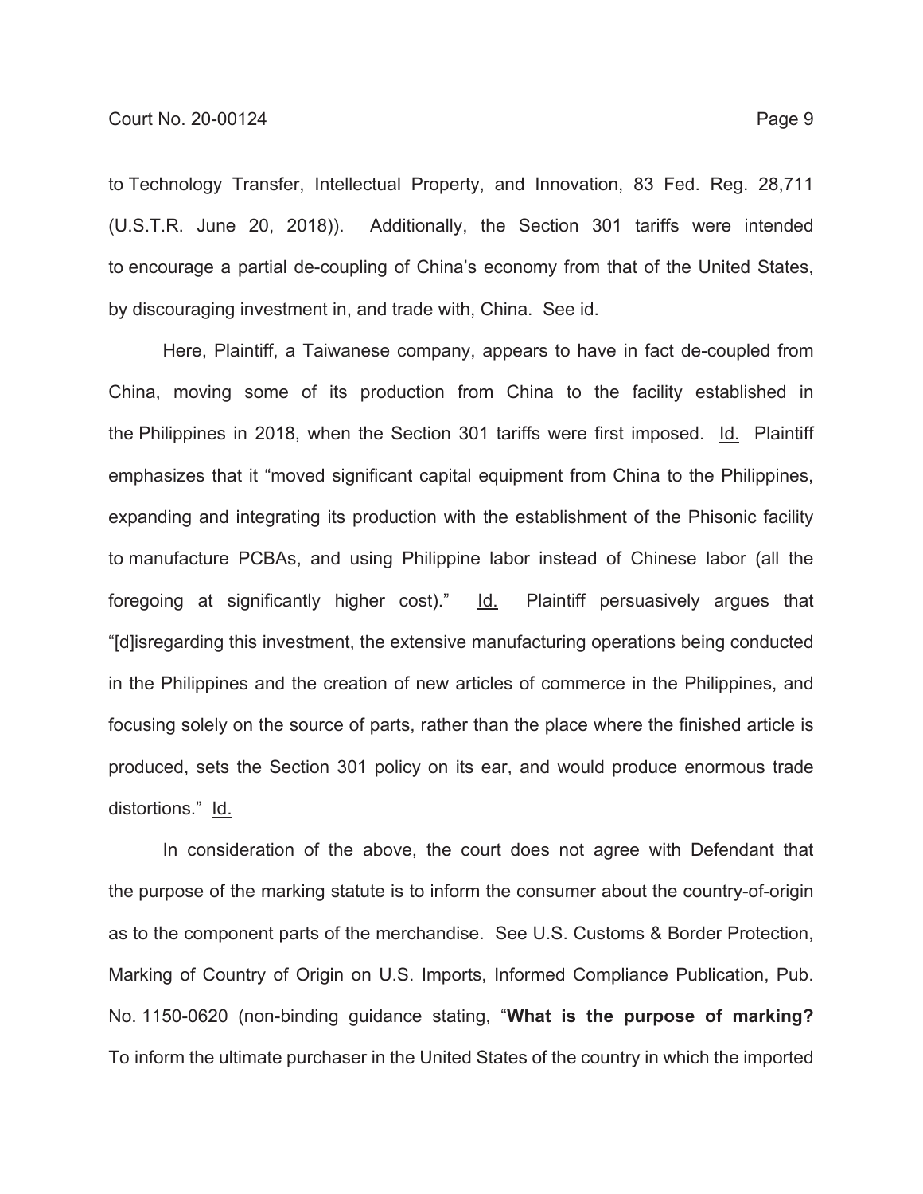to Technology Transfer, Intellectual Property, and Innovation, 83 Fed. Reg. 28,711 (U.S.T.R. June 20, 2018)). Additionally, the Section 301 tariffs were intended to encourage a partial de-coupling of China's economy from that of the United States, by discouraging investment in, and trade with, China. See id.

Here, Plaintiff, a Taiwanese company, appears to have in fact de-coupled from China, moving some of its production from China to the facility established in the Philippines in 2018, when the Section 301 tariffs were first imposed. Id. Plaintiff emphasizes that it "moved significant capital equipment from China to the Philippines, expanding and integrating its production with the establishment of the Phisonic facility to manufacture PCBAs, and using Philippine labor instead of Chinese labor (all the foregoing at significantly higher cost)." Id. Plaintiff persuasively argues that "[d]isregarding this investment, the extensive manufacturing operations being conducted in the Philippines and the creation of new articles of commerce in the Philippines, and focusing solely on the source of parts, rather than the place where the finished article is produced, sets the Section 301 policy on its ear, and would produce enormous trade distortions." Id.

In consideration of the above, the court does not agree with Defendant that the purpose of the marking statute is to inform the consumer about the country-of-origin as to the component parts of the merchandise. See U.S. Customs & Border Protection, Marking of Country of Origin on U.S. Imports, Informed Compliance Publication, Pub. No. 1150-0620 (non-binding guidance stating, "**What is the purpose of marking?** To inform the ultimate purchaser in the United States of the country in which the imported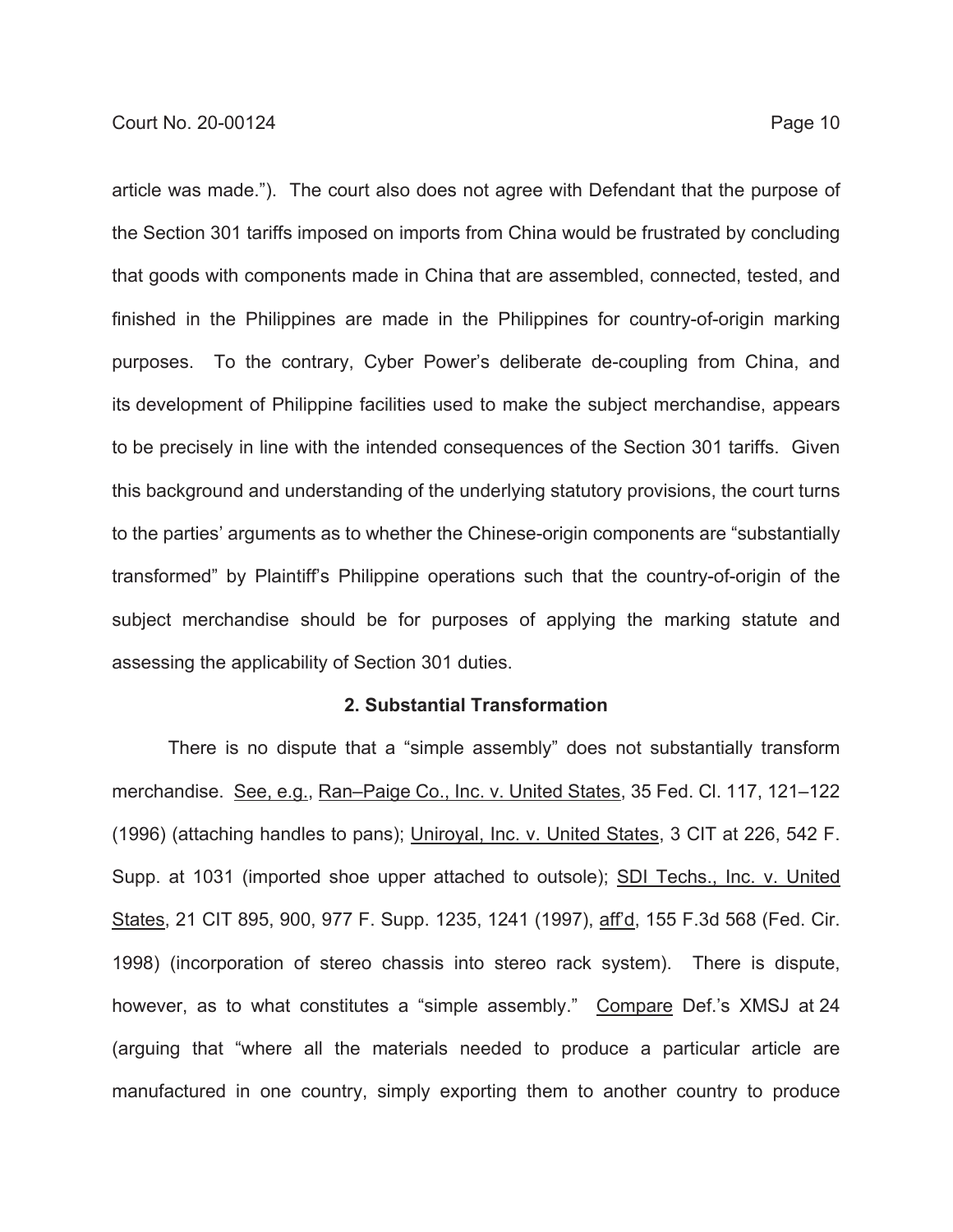article was made."). The court also does not agree with Defendant that the purpose of the Section 301 tariffs imposed on imports from China would be frustrated by concluding that goods with components made in China that are assembled, connected, tested, and finished in the Philippines are made in the Philippines for country-of-origin marking purposes. To the contrary, Cyber Power's deliberate de-coupling from China, and its development of Philippine facilities used to make the subject merchandise, appears to be precisely in line with the intended consequences of the Section 301 tariffs. Given this background and understanding of the underlying statutory provisions, the court turns to the parties' arguments as to whether the Chinese-origin components are "substantially transformed" by Plaintiff's Philippine operations such that the country-of-origin of the subject merchandise should be for purposes of applying the marking statute and assessing the applicability of Section 301 duties.

### 2. Substantial Transformation

There is no dispute that a "simple assembly" does not substantially transform merchandise. See, e.g., Ran–Paige Co., Inc. v. United States, 35 Fed. Cl. 117, 121–122 (1996) (attaching handles to pans); Uniroyal, Inc. v. United States, 3 CIT at 226, 542 F. Supp. at 1031 (imported shoe upper attached to outsole); SDI Techs., Inc. v. United States, 21 CIT 895, 900, 977 F. Supp. 1235, 1241 (1997), aff'd, 155 F.3d 568 (Fed. Cir. 1998) (incorporation of stereo chassis into stereo rack system). There is dispute, however, as to what constitutes a "simple assembly." Compare Def.'s XMSJ at 24 (arguing that "where all the materials needed to produce a particular article are manufactured in one country, simply exporting them to another country to produce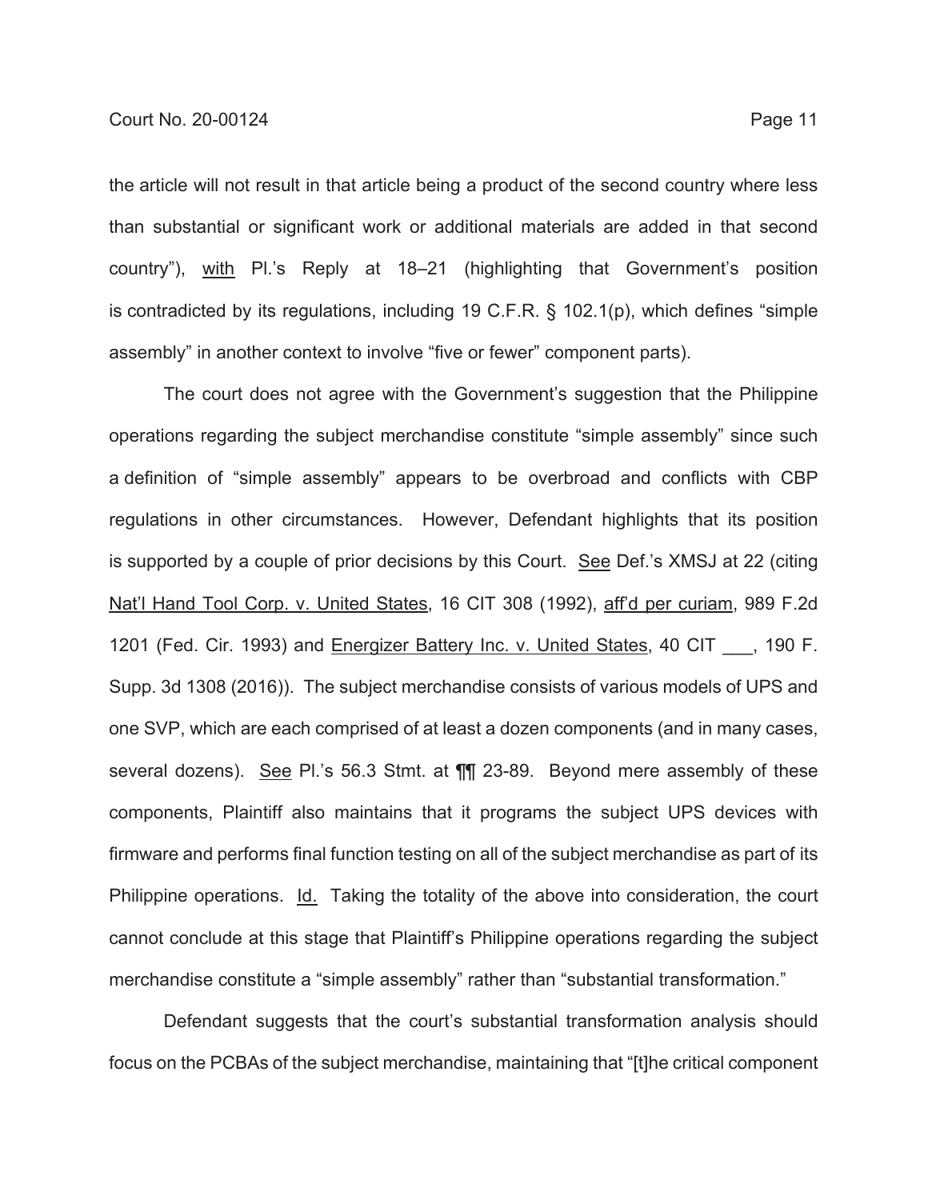the article will not result in that article being a product of the second country where less than substantial or significant work or additional materials are added in that second country"), with Pl.'s Reply at 18–21 (highlighting that Government's position is contradicted by its regulations, including 19 C.F.R. § 102.1(p), which defines "simple assembly" in another context to involve "five or fewer" component parts).

The court does not agree with the Government's suggestion that the Philippine operations regarding the subject merchandise constitute "simple assembly" since such a definition of "simple assembly" appears to be overbroad and conflicts with CBP regulations in other circumstances. However, Defendant highlights that its position is supported by a couple of prior decisions by this Court. See Def.'s XMSJ at 22 (citing Nat'l Hand Tool Corp. v. United States, 16 CIT 308 (1992), aff'd per curiam, 989 F.2d 1201 (Fed. Cir. 1993) and Energizer Battery Inc. v. United States, 40 CIT ___, 190 F. Supp. 3d 1308 (2016)). The subject merchandise consists of various models of UPS and one SVP, which are each comprised of at least a dozen components (and in many cases, several dozens). See Pl.'s 56.3 Stmt. at ¶¶ 23-89. Beyond mere assembly of these components, Plaintiff also maintains that it programs the subject UPS devices with firmware and performs final function testing on all of the subject merchandise as part of its Philippine operations. Id. Taking the totality of the above into consideration, the court cannot conclude at this stage that Plaintiff's Philippine operations regarding the subject merchandise constitute a "simple assembly" rather than "substantial transformation."

Defendant suggests that the court's substantial transformation analysis should focus on the PCBAs of the subject merchandise, maintaining that "[t]he critical component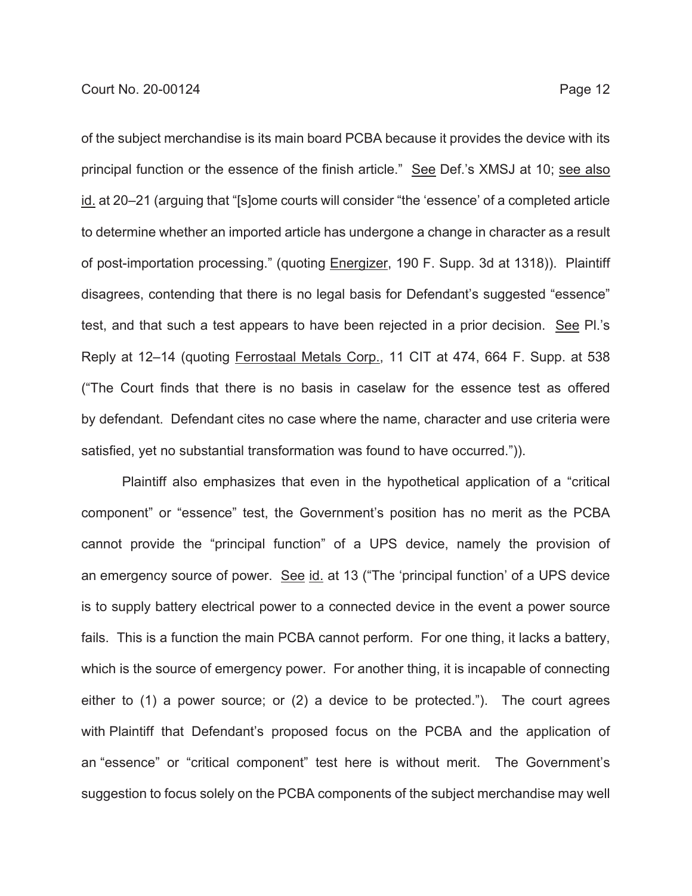of the subject merchandise is its main board PCBA because it provides the device with its principal function or the essence of the finish article." See Def.'s XMSJ at 10; see also id. at 20–21 (arguing that "[s]ome courts will consider "the 'essence' of a completed article to determine whether an imported article has undergone a change in character as a result of post-importation processing." (quoting Energizer, 190 F. Supp. 3d at 1318)). Plaintiff disagrees, contending that there is no legal basis for Defendant's suggested "essence" test, and that such a test appears to have been rejected in a prior decision. See Pl.'s Reply at 12–14 (quoting Ferrostaal Metals Corp., 11 CIT at 474, 664 F. Supp. at 538 ("The Court finds that there is no basis in caselaw for the essence test as offered by defendant. Defendant cites no case where the name, character and use criteria were satisfied, yet no substantial transformation was found to have occurred.")).

Plaintiff also emphasizes that even in the hypothetical application of a "critical component" or "essence" test, the Government's position has no merit as the PCBA cannot provide the "principal function" of a UPS device, namely the provision of an emergency source of power. See id. at 13 ("The 'principal function' of a UPS device is to supply battery electrical power to a connected device in the event a power source fails. This is a function the main PCBA cannot perform. For one thing, it lacks a battery, which is the source of emergency power. For another thing, it is incapable of connecting either to (1) a power source; or (2) a device to be protected."). The court agrees with Plaintiff that Defendant's proposed focus on the PCBA and the application of an "essence" or "critical component" test here is without merit. The Government's suggestion to focus solely on the PCBA components of the subject merchandise may well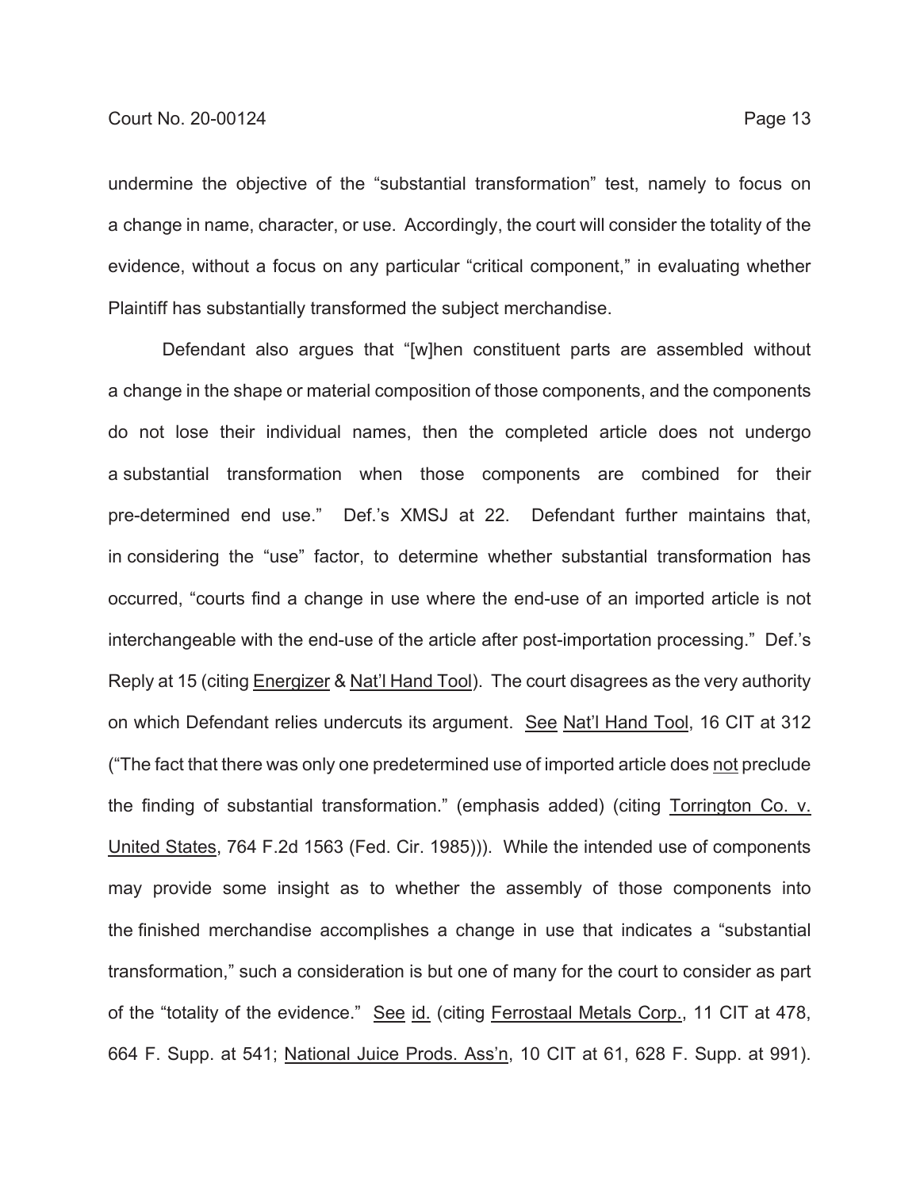undermine the objective of the "substantial transformation" test, namely to focus on a change in name, character, or use. Accordingly, the court will consider the totality of the evidence, without a focus on any particular "critical component," in evaluating whether Plaintiff has substantially transformed the subject merchandise.

Defendant also argues that "[w]hen constituent parts are assembled without a change in the shape or material composition of those components, and the components do not lose their individual names, then the completed article does not undergo a substantial transformation when those components are combined for their pre-determined end use." Def.'s XMSJ at 22. Defendant further maintains that, in considering the "use" factor, to determine whether substantial transformation has occurred, "courts find a change in use where the end-use of an imported article is not interchangeable with the end-use of the article after post-importation processing." Def.'s Reply at 15 (citing <u>Energizer</u> & <u>Nat'l Hand Tool</u>). The court disagrees as the very authority on which Defendant relies undercuts its argument. <u>See</u> <u>Nat'l Hand Tool</u>, 16 CIT at 312 ("The fact that there was only one predetermined use of imported article does <u>not</u> preclude the finding of substantial transformation." (emphasis added) (citing <u>Torrington Co. v. United States</u>, 764 F.2d 1563 (Fed. Cir. 1985))). While the intended use of components may provide some insight as to whether the assembly of those components into the finished merchandise accomplishes a change in use that indicates a "substantial transformation," such a consideration is but one of many for the court to consider as part of the "totality of the evidence." <u>See</u> <u>id.</u> (citing <u>Ferrostaal Metals Corp.</u>, 11 CIT at 478, 664 F. Supp. at 541; <u>National Juice Prods. Ass'n</u>, 10 CIT at 61, 628 F. Supp. at 991).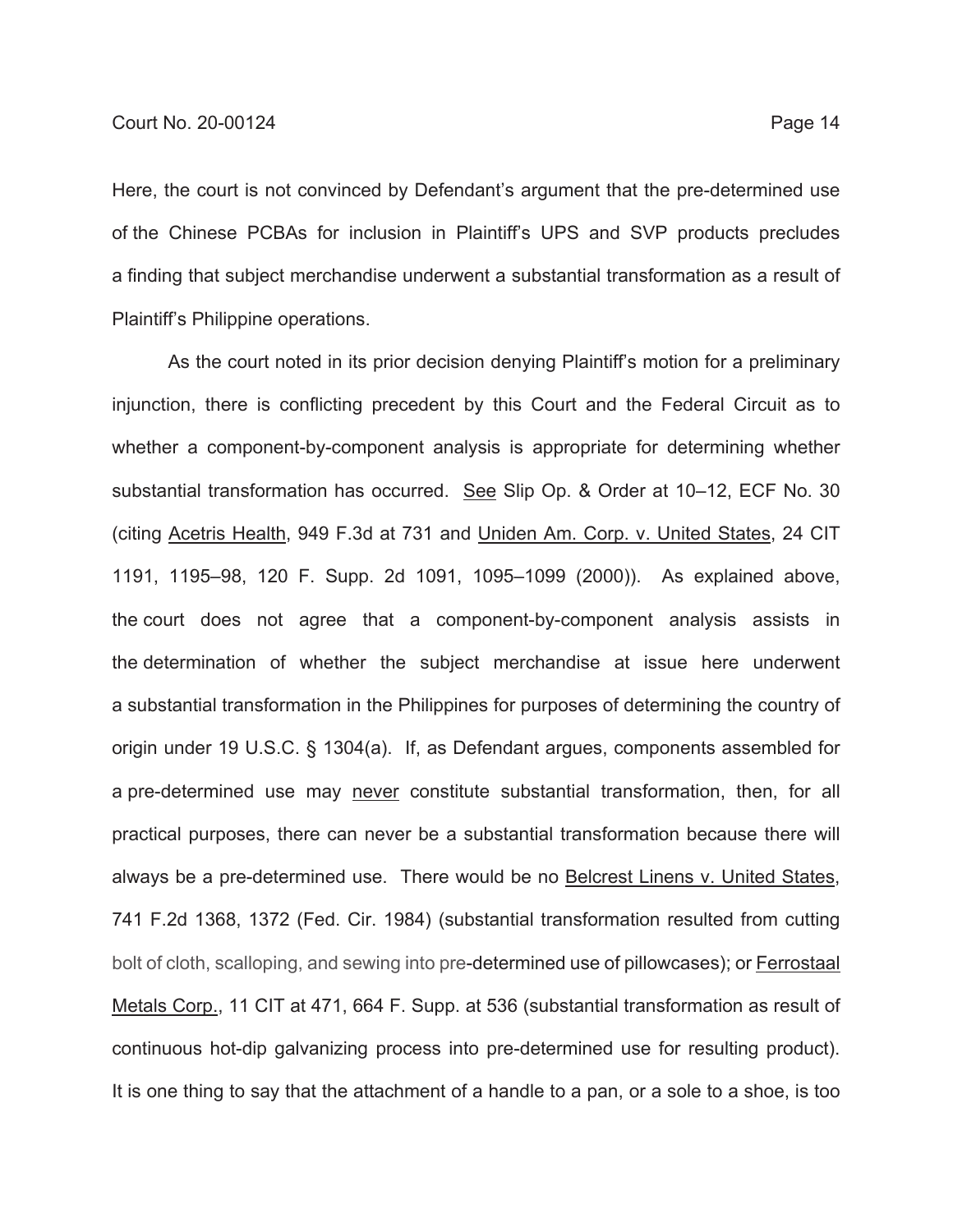Here, the court is not convinced by Defendant's argument that the pre-determined use of the Chinese PCBAs for inclusion in Plaintiff's UPS and SVP products precludes a finding that subject merchandise underwent a substantial transformation as a result of Plaintiff's Philippine operations.

As the court noted in its prior decision denying Plaintiff's motion for a preliminary injunction, there is conflicting precedent by this Court and the Federal Circuit as to whether a component-by-component analysis is appropriate for determining whether substantial transformation has occurred. See Slip Op. & Order at 10–12, ECF No. 30 (citing Acetris Health, 949 F.3d at 731 and Uniden Am. Corp. v. United States, 24 CIT 1191, 1195–98, 120 F. Supp. 2d 1091, 1095–1099 (2000)). As explained above, the court does not agree that a component-by-component analysis assists in the determination of whether the subject merchandise at issue here underwent a substantial transformation in the Philippines for purposes of determining the country of origin under 19 U.S.C. § 1304(a). If, as Defendant argues, components assembled for a pre-determined use may never constitute substantial transformation, then, for all practical purposes, there can never be a substantial transformation because there will always be a pre-determined use. There would be no Belcrest Linens v. United States, 741 F.2d 1368, 1372 (Fed. Cir. 1984) (substantial transformation resulted from cutting bolt of cloth, scalloping, and sewing into pre-determined use of pillowcases); or Ferrostaal Metals Corp., 11 CIT at 471, 664 F. Supp. at 536 (substantial transformation as result of continuous hot-dip galvanizing process into pre-determined use for resulting product). It is one thing to say that the attachment of a handle to a pan, or a sole to a shoe, is too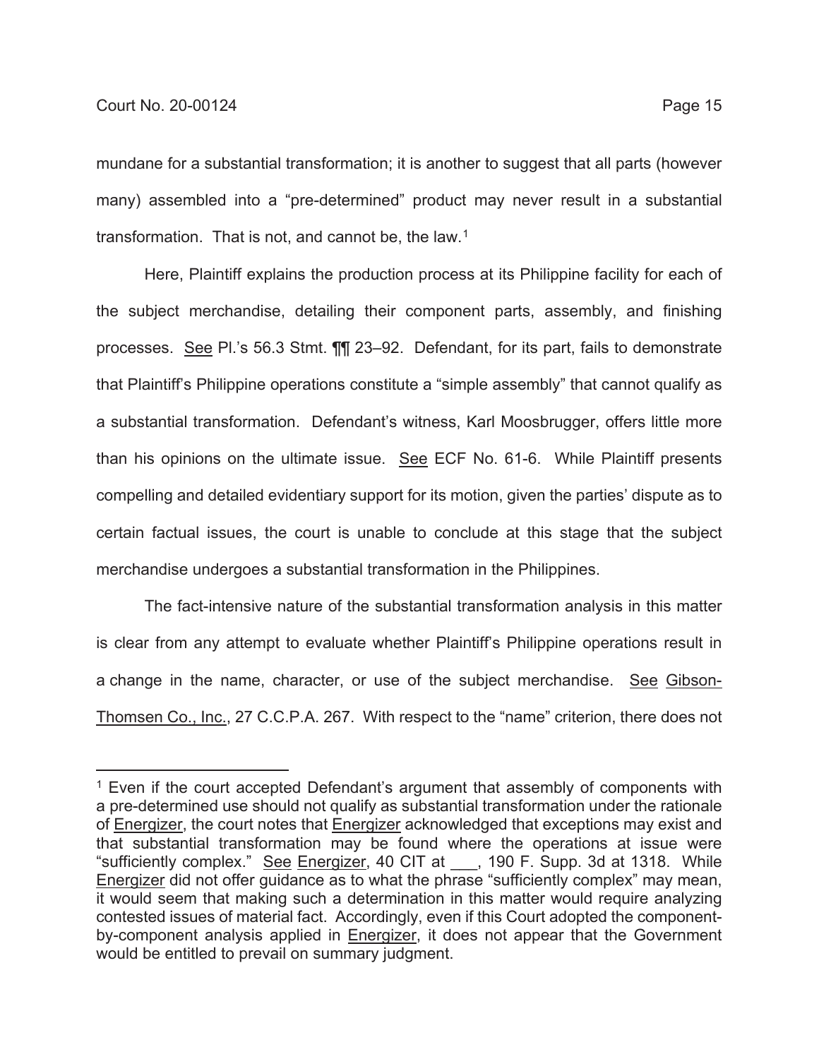mundane for a substantial transformation; it is another to suggest that all parts (however many) assembled into a "pre-determined" product may never result in a substantial transformation. That is not, and cannot be, the law.[1]

Here, Plaintiff explains the production process at its Philippine facility for each of the subject merchandise, detailing their component parts, assembly, and finishing processes. See Pl.'s 56.3 Stmt. ¶¶ 23–92. Defendant, for its part, fails to demonstrate that Plaintiff's Philippine operations constitute a "simple assembly" that cannot qualify as a substantial transformation. Defendant's witness, Karl Moosbrugger, offers little more than his opinions on the ultimate issue. See ECF No. 61-6. While Plaintiff presents compelling and detailed evidentiary support for its motion, given the parties' dispute as to certain factual issues, the court is unable to conclude at this stage that the subject merchandise undergoes a substantial transformation in the Philippines.

The fact-intensive nature of the substantial transformation analysis in this matter is clear from any attempt to evaluate whether Plaintiff's Philippine operations result in a change in the name, character, or use of the subject merchandise. See Gibson-Thomsen Co., Inc., 27 C.C.P.A. 267. With respect to the "name" criterion, there does not

---

[1] Even if the court accepted Defendant's argument that assembly of components with a pre-determined use should not qualify as substantial transformation under the rationale of Energizer, the court notes that Energizer acknowledged that exceptions may exist and that substantial transformation may be found where the operations at issue were "sufficiently complex." See Energizer, 40 CIT at ___, 190 F. Supp. 3d at 1318. While Energizer did not offer guidance as to what the phrase "sufficiently complex" may mean, it would seem that making such a determination in this matter would require analyzing contested issues of material fact. Accordingly, even if this Court adopted the component-by-component analysis applied in Energizer, it does not appear that the Government would be entitled to prevail on summary judgment.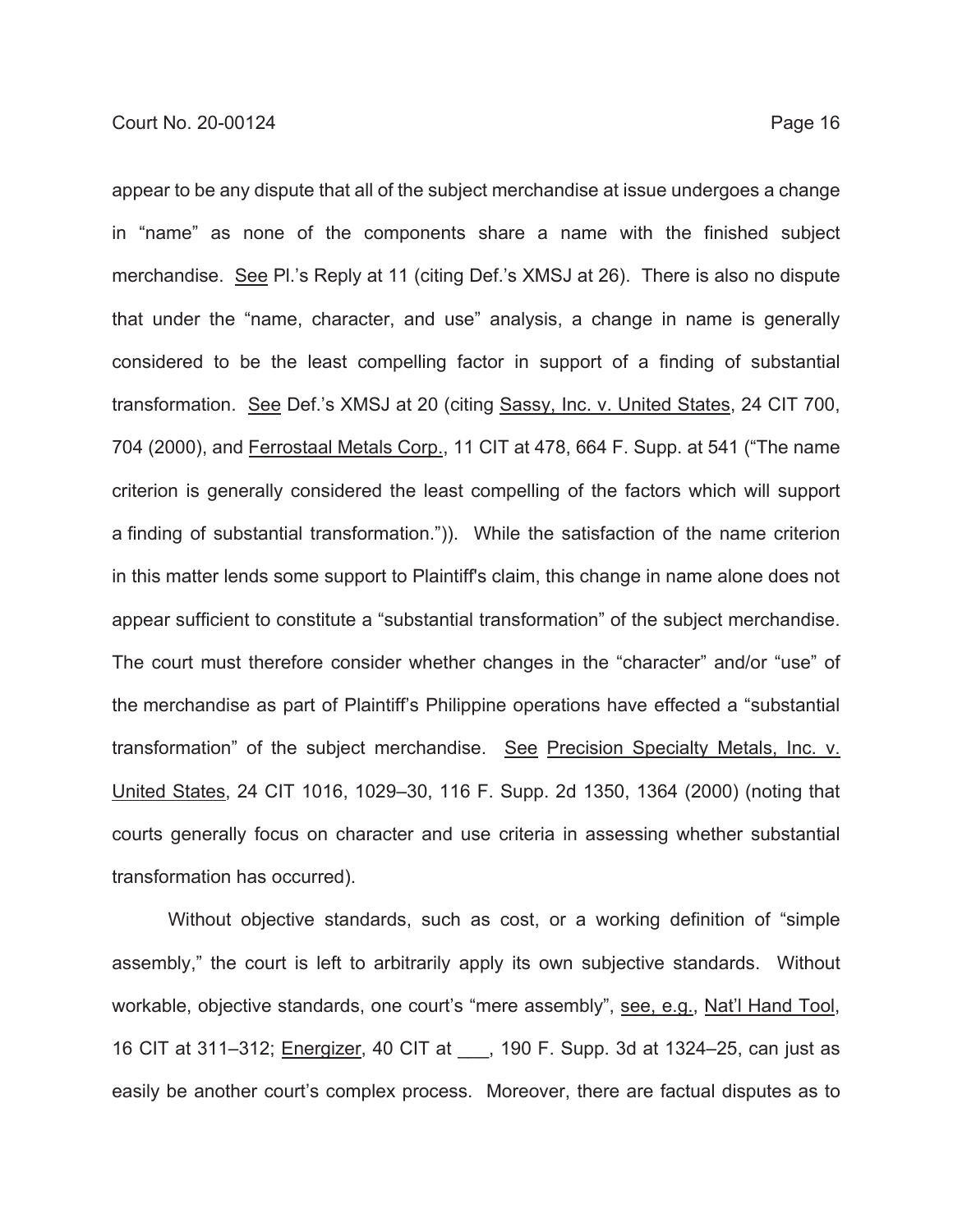appear to be any dispute that all of the subject merchandise at issue undergoes a change in "name" as none of the components share a name with the finished subject merchandise. See Pl.'s Reply at 11 (citing Def.'s XMSJ at 26). There is also no dispute that under the "name, character, and use" analysis, a change in name is generally considered to be the least compelling factor in support of a finding of substantial transformation. See Def.'s XMSJ at 20 (citing Sassy, Inc. v. United States, 24 CIT 700, 704 (2000), and Ferrostaal Metals Corp., 11 CIT at 478, 664 F. Supp. at 541 ("The name criterion is generally considered the least compelling of the factors which will support a finding of substantial transformation.")). While the satisfaction of the name criterion in this matter lends some support to Plaintiff's claim, this change in name alone does not appear sufficient to constitute a "substantial transformation" of the subject merchandise. The court must therefore consider whether changes in the "character" and/or "use" of the merchandise as part of Plaintiff's Philippine operations have effected a "substantial transformation" of the subject merchandise. See Precision Specialty Metals, Inc. v. United States, 24 CIT 1016, 1029–30, 116 F. Supp. 2d 1350, 1364 (2000) (noting that courts generally focus on character and use criteria in assessing whether substantial transformation has occurred).

Without objective standards, such as cost, or a working definition of "simple assembly," the court is left to arbitrarily apply its own subjective standards. Without workable, objective standards, one court's "mere assembly", see, e.g., Nat'l Hand Tool, 16 CIT at 311–312; Energizer, 40 CIT at ___, 190 F. Supp. 3d at 1324–25, can just as easily be another court's complex process. Moreover, there are factual disputes as to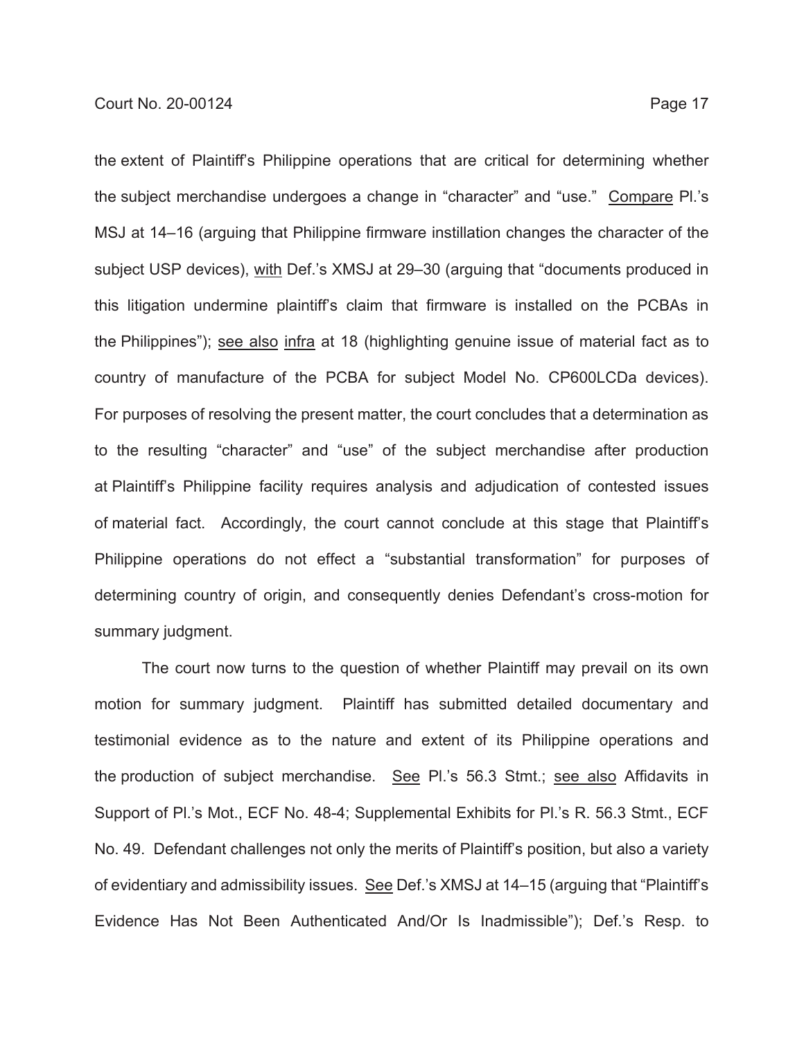the extent of Plaintiff's Philippine operations that are critical for determining whether the subject merchandise undergoes a change in "character" and "use." Compare Pl.'s MSJ at 14–16 (arguing that Philippine firmware instillation changes the character of the subject USP devices), with Def.'s XMSJ at 29–30 (arguing that "documents produced in this litigation undermine plaintiff's claim that firmware is installed on the PCBAs in the Philippines"); see also infra at 18 (highlighting genuine issue of material fact as to country of manufacture of the PCBA for subject Model No. CP600LCDa devices). For purposes of resolving the present matter, the court concludes that a determination as to the resulting "character" and "use" of the subject merchandise after production at Plaintiff's Philippine facility requires analysis and adjudication of contested issues of material fact. Accordingly, the court cannot conclude at this stage that Plaintiff's Philippine operations do not effect a "substantial transformation" for purposes of determining country of origin, and consequently denies Defendant's cross-motion for summary judgment.

The court now turns to the question of whether Plaintiff may prevail on its own motion for summary judgment. Plaintiff has submitted detailed documentary and testimonial evidence as to the nature and extent of its Philippine operations and the production of subject merchandise. See Pl.'s 56.3 Stmt.; see also Affidavits in Support of Pl.'s Mot., ECF No. 48-4; Supplemental Exhibits for Pl.'s R. 56.3 Stmt., ECF No. 49. Defendant challenges not only the merits of Plaintiff's position, but also a variety of evidentiary and admissibility issues. See Def.'s XMSJ at 14–15 (arguing that "Plaintiff's Evidence Has Not Been Authenticated And/Or Is Inadmissible"); Def.'s Resp. to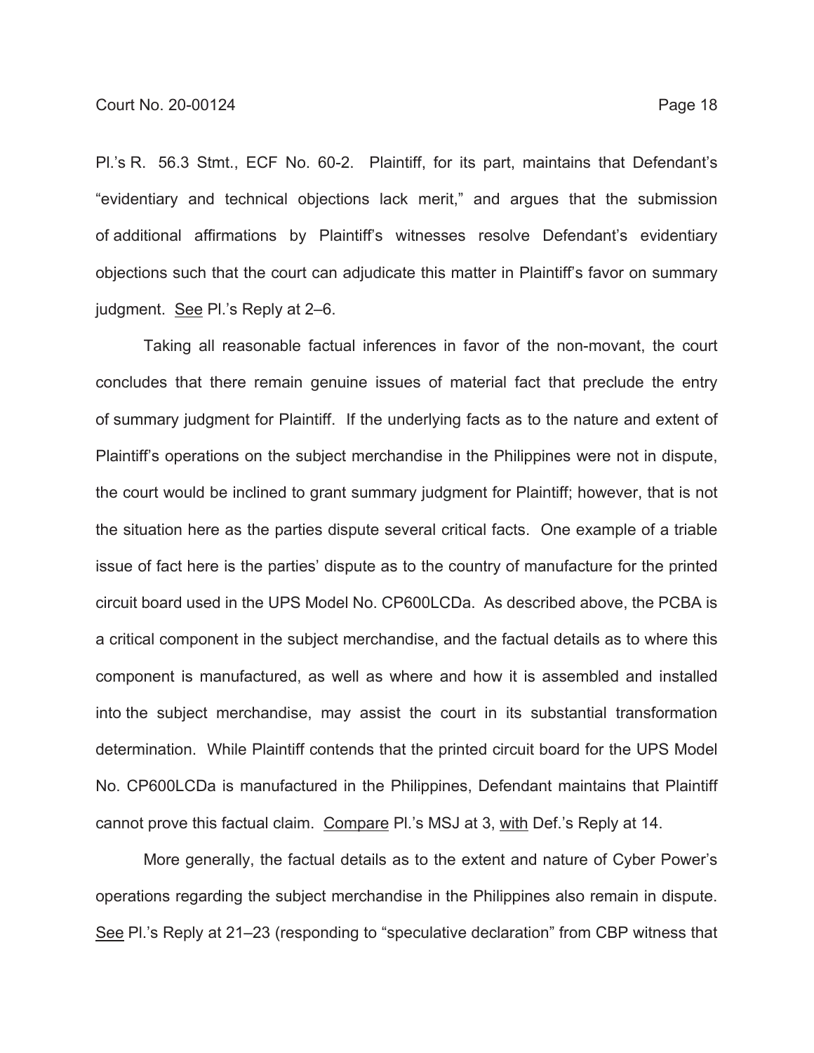Pl.'s R. 56.3 Stmt., ECF No. 60-2. Plaintiff, for its part, maintains that Defendant's "evidentiary and technical objections lack merit," and argues that the submission of additional affirmations by Plaintiff's witnesses resolve Defendant's evidentiary objections such that the court can adjudicate this matter in Plaintiff's favor on summary judgment. See Pl.'s Reply at 2–6.

Taking all reasonable factual inferences in favor of the non-movant, the court concludes that there remain genuine issues of material fact that preclude the entry of summary judgment for Plaintiff. If the underlying facts as to the nature and extent of Plaintiff's operations on the subject merchandise in the Philippines were not in dispute, the court would be inclined to grant summary judgment for Plaintiff; however, that is not the situation here as the parties dispute several critical facts. One example of a triable issue of fact here is the parties' dispute as to the country of manufacture for the printed circuit board used in the UPS Model No. CP600LCDa. As described above, the PCBA is a critical component in the subject merchandise, and the factual details as to where this component is manufactured, as well as where and how it is assembled and installed into the subject merchandise, may assist the court in its substantial transformation determination. While Plaintiff contends that the printed circuit board for the UPS Model No. CP600LCDa is manufactured in the Philippines, Defendant maintains that Plaintiff cannot prove this factual claim. Compare Pl.'s MSJ at 3, with Def.'s Reply at 14.

More generally, the factual details as to the extent and nature of Cyber Power's operations regarding the subject merchandise in the Philippines also remain in dispute. See Pl.'s Reply at 21–23 (responding to "speculative declaration" from CBP witness that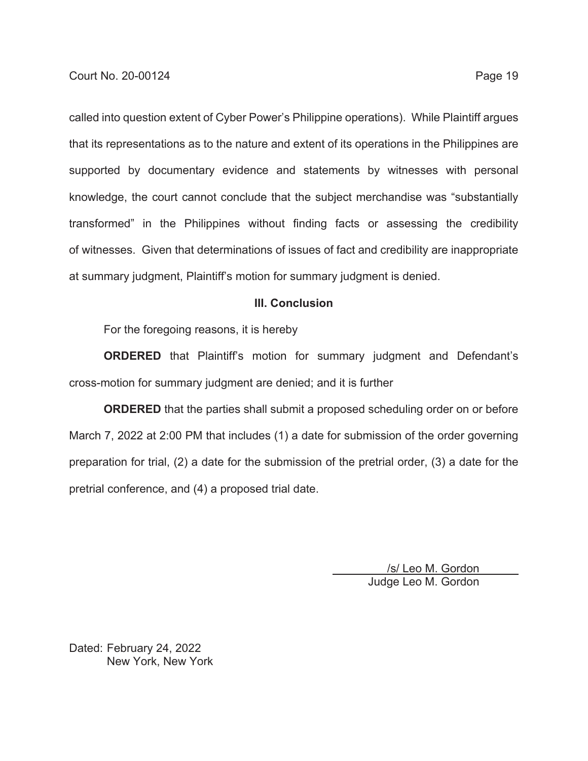called into question extent of Cyber Power's Philippine operations). While Plaintiff argues that its representations as to the nature and extent of its operations in the Philippines are supported by documentary evidence and statements by witnesses with personal knowledge, the court cannot conclude that the subject merchandise was "substantially transformed" in the Philippines without finding facts or assessing the credibility of witnesses. Given that determinations of issues of fact and credibility are inappropriate at summary judgment, Plaintiff's motion for summary judgment is denied.

### III. Conclusion

For the foregoing reasons, it is hereby

**ORDERED** that Plaintiff's motion for summary judgment and Defendant's cross-motion for summary judgment are denied; and it is further

**ORDERED** that the parties shall submit a proposed scheduling order on or before March 7, 2022 at 2:00 PM that includes (1) a date for submission of the order governing preparation for trial, (2) a date for the submission of the pretrial order, (3) a date for the pretrial conference, and (4) a proposed trial date.

/s/ Leo M. Gordon
Judge Leo M. Gordon

Dated: February 24, 2022
New York, New York